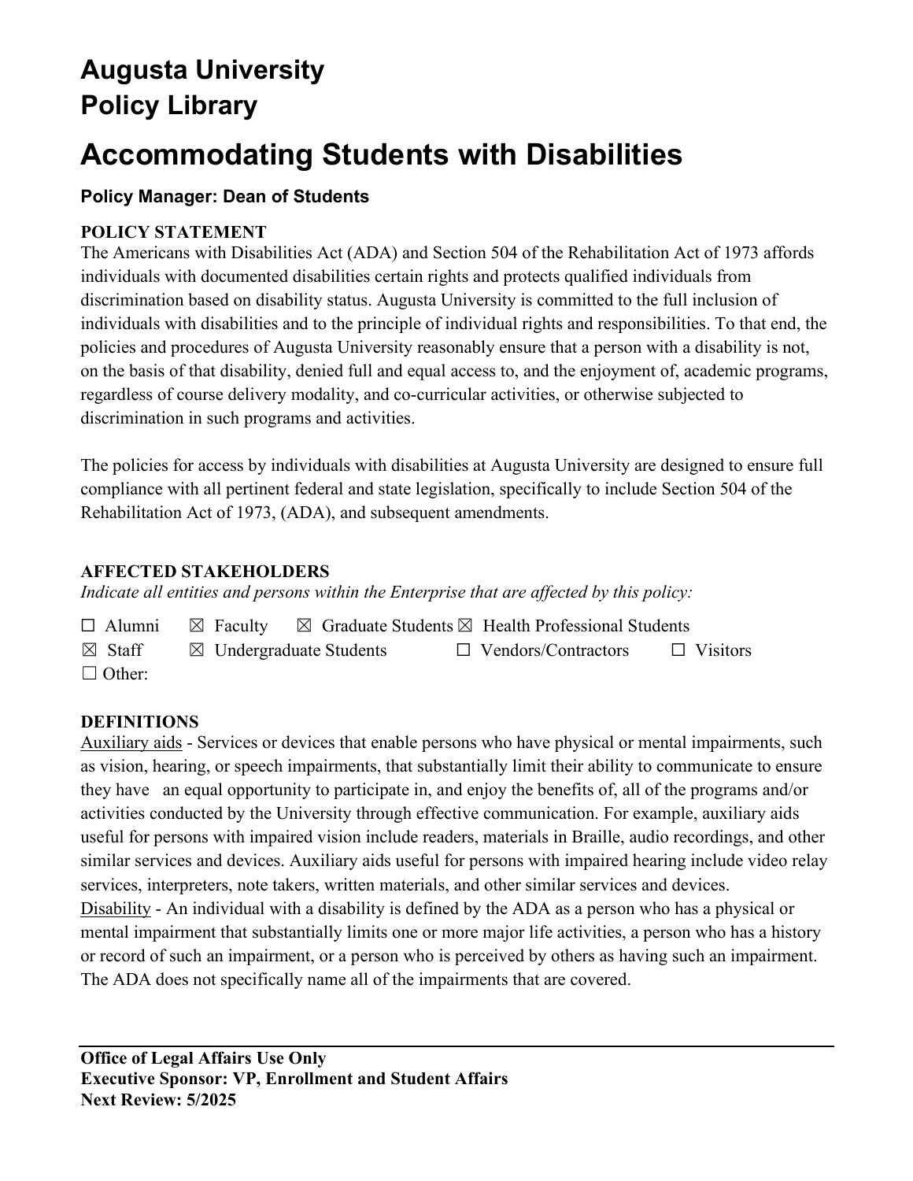# Augusta University
# Policy Library

# Accommodating Students with Disabilities

### Policy Manager: Dean of Students

**POLICY STATEMENT**

The Americans with Disabilities Act (ADA) and Section 504 of the Rehabilitation Act of 1973 affords individuals with documented disabilities certain rights and protects qualified individuals from discrimination based on disability status. Augusta University is committed to the full inclusion of individuals with disabilities and to the principle of individual rights and responsibilities. To that end, the policies and procedures of Augusta University reasonably ensure that a person with a disability is not, on the basis of that disability, denied full and equal access to, and the enjoyment of, academic programs, regardless of course delivery modality, and co-curricular activities, or otherwise subjected to discrimination in such programs and activities.

The policies for access by individuals with disabilities at Augusta University are designed to ensure full compliance with all pertinent federal and state legislation, specifically to include Section 504 of the Rehabilitation Act of 1973, (ADA), and subsequent amendments.

**AFFECTED STAKEHOLDERS**

*Indicate all entities and persons within the Enterprise that are affected by this policy:*

☐ Alumni ☒ Faculty ☒ Graduate Students ☒ Health Professional Students
☒ Staff ☒ Undergraduate Students ☐ Vendors/Contractors ☐ Visitors
☐ Other:

**DEFINITIONS**

Auxiliary aids - Services or devices that enable persons who have physical or mental impairments, such as vision, hearing, or speech impairments, that substantially limit their ability to communicate to ensure they have an equal opportunity to participate in, and enjoy the benefits of, all of the programs and/or activities conducted by the University through effective communication. For example, auxiliary aids useful for persons with impaired vision include readers, materials in Braille, audio recordings, and other similar services and devices. Auxiliary aids useful for persons with impaired hearing include video relay services, interpreters, note takers, written materials, and other similar services and devices.

Disability - An individual with a disability is defined by the ADA as a person who has a physical or mental impairment that substantially limits one or more major life activities, a person who has a history or record of such an impairment, or a person who is perceived by others as having such an impairment. The ADA does not specifically name all of the impairments that are covered.

**Office of Legal Affairs Use Only**
**Executive Sponsor: VP, Enrollment and Student Affairs**
**Next Review: 5/2025**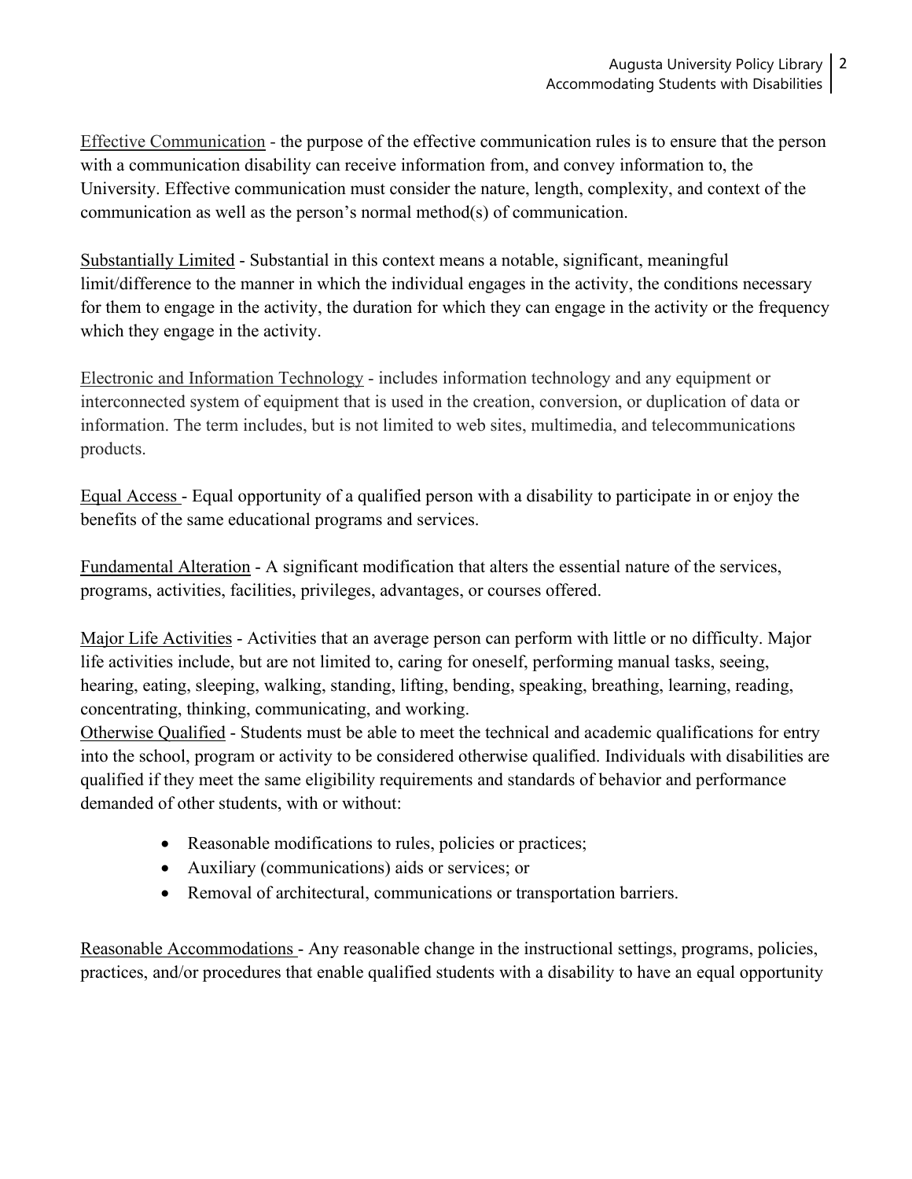Effective Communication - the purpose of the effective communication rules is to ensure that the person with a communication disability can receive information from, and convey information to, the University. Effective communication must consider the nature, length, complexity, and context of the communication as well as the person's normal method(s) of communication.

Substantially Limited - Substantial in this context means a notable, significant, meaningful limit/difference to the manner in which the individual engages in the activity, the conditions necessary for them to engage in the activity, the duration for which they can engage in the activity or the frequency which they engage in the activity.

Electronic and Information Technology - includes information technology and any equipment or interconnected system of equipment that is used in the creation, conversion, or duplication of data or information. The term includes, but is not limited to web sites, multimedia, and telecommunications products.

Equal Access - Equal opportunity of a qualified person with a disability to participate in or enjoy the benefits of the same educational programs and services.

Fundamental Alteration - A significant modification that alters the essential nature of the services, programs, activities, facilities, privileges, advantages, or courses offered.

Major Life Activities - Activities that an average person can perform with little or no difficulty. Major life activities include, but are not limited to, caring for oneself, performing manual tasks, seeing, hearing, eating, sleeping, walking, standing, lifting, bending, speaking, breathing, learning, reading, concentrating, thinking, communicating, and working.

Otherwise Qualified - Students must be able to meet the technical and academic qualifications for entry into the school, program or activity to be considered otherwise qualified. Individuals with disabilities are qualified if they meet the same eligibility requirements and standards of behavior and performance demanded of other students, with or without:

- Reasonable modifications to rules, policies or practices;
- Auxiliary (communications) aids or services; or
- Removal of architectural, communications or transportation barriers.

Reasonable Accommodations - Any reasonable change in the instructional settings, programs, policies, practices, and/or procedures that enable qualified students with a disability to have an equal opportunity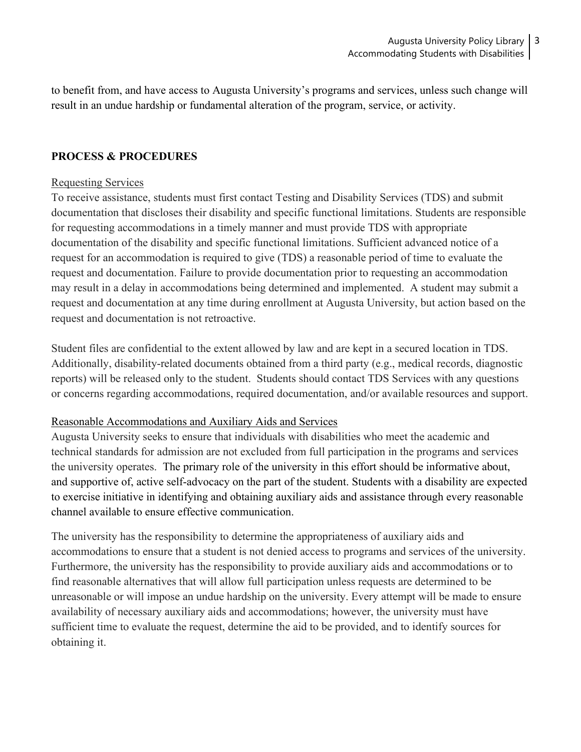to benefit from, and have access to Augusta University's programs and services, unless such change will result in an undue hardship or fundamental alteration of the program, service, or activity.

## PROCESS & PROCEDURES

### Requesting Services

To receive assistance, students must first contact Testing and Disability Services (TDS) and submit documentation that discloses their disability and specific functional limitations. Students are responsible for requesting accommodations in a timely manner and must provide TDS with appropriate documentation of the disability and specific functional limitations. Sufficient advanced notice of a request for an accommodation is required to give (TDS) a reasonable period of time to evaluate the request and documentation. Failure to provide documentation prior to requesting an accommodation may result in a delay in accommodations being determined and implemented. A student may submit a request and documentation at any time during enrollment at Augusta University, but action based on the request and documentation is not retroactive.

Student files are confidential to the extent allowed by law and are kept in a secured location in TDS. Additionally, disability-related documents obtained from a third party (e.g., medical records, diagnostic reports) will be released only to the student. Students should contact TDS Services with any questions or concerns regarding accommodations, required documentation, and/or available resources and support.

### Reasonable Accommodations and Auxiliary Aids and Services

Augusta University seeks to ensure that individuals with disabilities who meet the academic and technical standards for admission are not excluded from full participation in the programs and services the university operates. The primary role of the university in this effort should be informative about, and supportive of, active self-advocacy on the part of the student. Students with a disability are expected to exercise initiative in identifying and obtaining auxiliary aids and assistance through every reasonable channel available to ensure effective communication.

The university has the responsibility to determine the appropriateness of auxiliary aids and accommodations to ensure that a student is not denied access to programs and services of the university. Furthermore, the university has the responsibility to provide auxiliary aids and accommodations or to find reasonable alternatives that will allow full participation unless requests are determined to be unreasonable or will impose an undue hardship on the university. Every attempt will be made to ensure availability of necessary auxiliary aids and accommodations; however, the university must have sufficient time to evaluate the request, determine the aid to be provided, and to identify sources for obtaining it.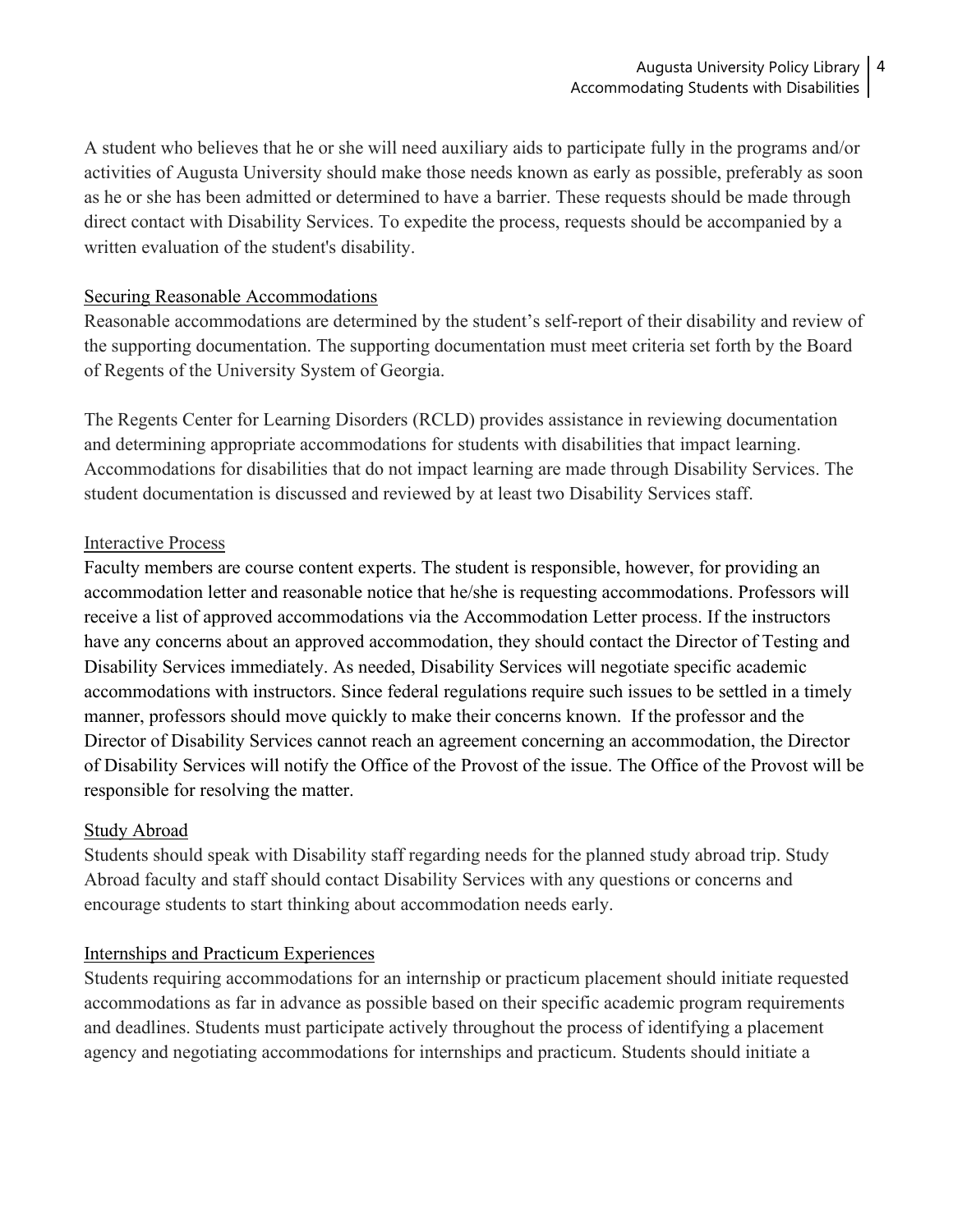A student who believes that he or she will need auxiliary aids to participate fully in the programs and/or activities of Augusta University should make those needs known as early as possible, preferably as soon as he or she has been admitted or determined to have a barrier. These requests should be made through direct contact with Disability Services. To expedite the process, requests should be accompanied by a written evaluation of the student's disability.

### Securing Reasonable Accommodations

Reasonable accommodations are determined by the student's self-report of their disability and review of the supporting documentation. The supporting documentation must meet criteria set forth by the Board of Regents of the University System of Georgia.

The Regents Center for Learning Disorders (RCLD) provides assistance in reviewing documentation and determining appropriate accommodations for students with disabilities that impact learning. Accommodations for disabilities that do not impact learning are made through Disability Services. The student documentation is discussed and reviewed by at least two Disability Services staff.

### Interactive Process

Faculty members are course content experts. The student is responsible, however, for providing an accommodation letter and reasonable notice that he/she is requesting accommodations. Professors will receive a list of approved accommodations via the Accommodation Letter process. If the instructors have any concerns about an approved accommodation, they should contact the Director of Testing and Disability Services immediately. As needed, Disability Services will negotiate specific academic accommodations with instructors. Since federal regulations require such issues to be settled in a timely manner, professors should move quickly to make their concerns known. If the professor and the Director of Disability Services cannot reach an agreement concerning an accommodation, the Director of Disability Services will notify the Office of the Provost of the issue. The Office of the Provost will be responsible for resolving the matter.

### Study Abroad

Students should speak with Disability staff regarding needs for the planned study abroad trip. Study Abroad faculty and staff should contact Disability Services with any questions or concerns and encourage students to start thinking about accommodation needs early.

### Internships and Practicum Experiences

Students requiring accommodations for an internship or practicum placement should initiate requested accommodations as far in advance as possible based on their specific academic program requirements and deadlines. Students must participate actively throughout the process of identifying a placement agency and negotiating accommodations for internships and practicum. Students should initiate a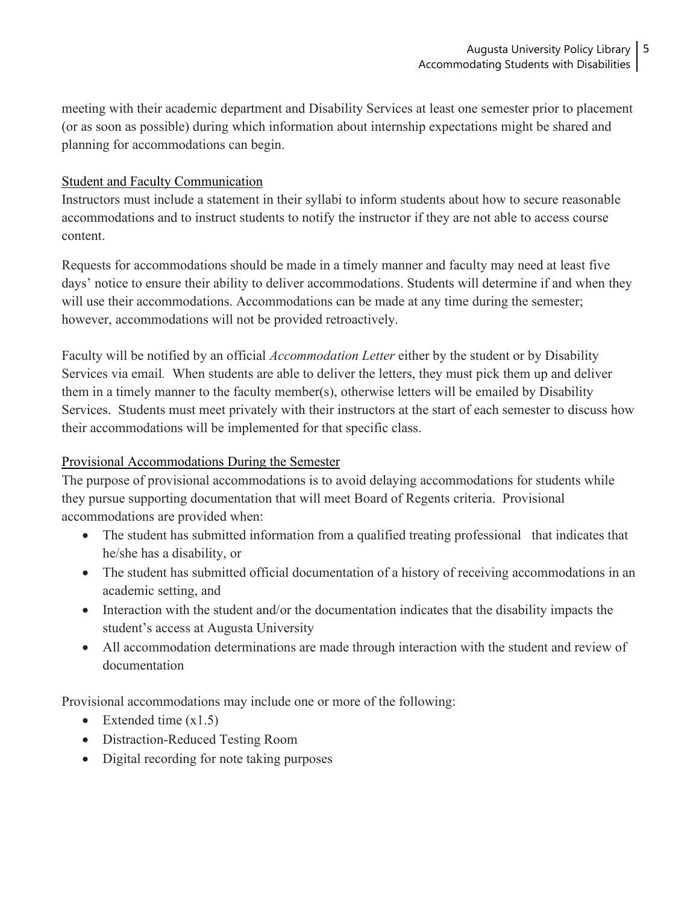meeting with their academic department and Disability Services at least one semester prior to placement (or as soon as possible) during which information about internship expectations might be shared and planning for accommodations can begin.

### Student and Faculty Communication

Instructors must include a statement in their syllabi to inform students about how to secure reasonable accommodations and to instruct students to notify the instructor if they are not able to access course content.

Requests for accommodations should be made in a timely manner and faculty may need at least five days' notice to ensure their ability to deliver accommodations. Students will determine if and when they will use their accommodations. Accommodations can be made at any time during the semester; however, accommodations will not be provided retroactively.

Faculty will be notified by an official *Accommodation Letter* either by the student or by Disability Services via email. When students are able to deliver the letters, they must pick them up and deliver them in a timely manner to the faculty member(s), otherwise letters will be emailed by Disability Services. Students must meet privately with their instructors at the start of each semester to discuss how their accommodations will be implemented for that specific class.

### Provisional Accommodations During the Semester

The purpose of provisional accommodations is to avoid delaying accommodations for students while they pursue supporting documentation that will meet Board of Regents criteria. Provisional accommodations are provided when:

- The student has submitted information from a qualified treating professional that indicates that he/she has a disability, or
- The student has submitted official documentation of a history of receiving accommodations in an academic setting, and
- Interaction with the student and/or the documentation indicates that the disability impacts the student's access at Augusta University
- All accommodation determinations are made through interaction with the student and review of documentation

Provisional accommodations may include one or more of the following:

- Extended time (x1.5)
- Distraction-Reduced Testing Room
- Digital recording for note taking purposes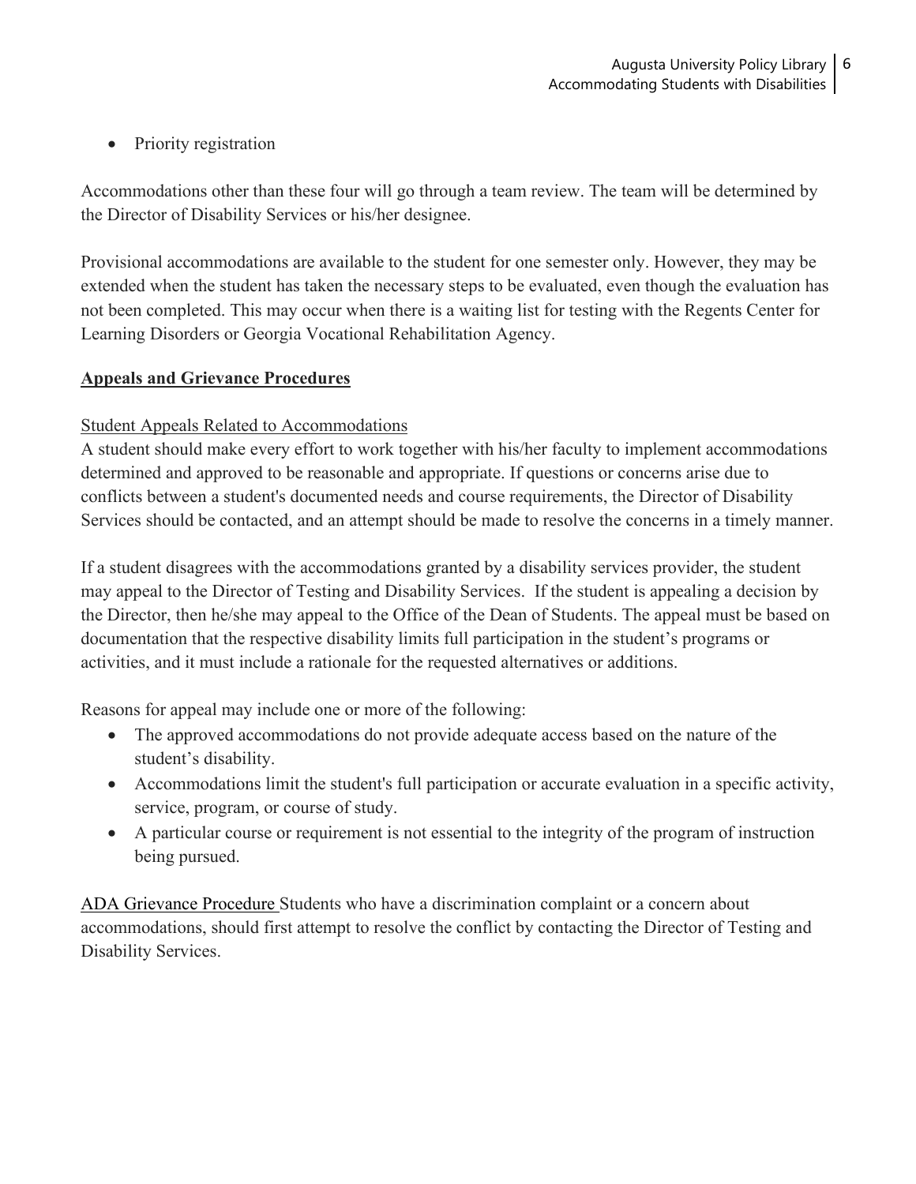- Priority registration

Accommodations other than these four will go through a team review. The team will be determined by the Director of Disability Services or his/her designee.

Provisional accommodations are available to the student for one semester only. However, they may be extended when the student has taken the necessary steps to be evaluated, even though the evaluation has not been completed. This may occur when there is a waiting list for testing with the Regents Center for Learning Disorders or Georgia Vocational Rehabilitation Agency.

## Appeals and Grievance Procedures

### Student Appeals Related to Accommodations

A student should make every effort to work together with his/her faculty to implement accommodations determined and approved to be reasonable and appropriate. If questions or concerns arise due to conflicts between a student's documented needs and course requirements, the Director of Disability Services should be contacted, and an attempt should be made to resolve the concerns in a timely manner.

If a student disagrees with the accommodations granted by a disability services provider, the student may appeal to the Director of Testing and Disability Services. If the student is appealing a decision by the Director, then he/she may appeal to the Office of the Dean of Students. The appeal must be based on documentation that the respective disability limits full participation in the student's programs or activities, and it must include a rationale for the requested alternatives or additions.

Reasons for appeal may include one or more of the following:

- The approved accommodations do not provide adequate access based on the nature of the student's disability.
- Accommodations limit the student's full participation or accurate evaluation in a specific activity, service, program, or course of study.
- A particular course or requirement is not essential to the integrity of the program of instruction being pursued.

ADA Grievance Procedure Students who have a discrimination complaint or a concern about accommodations, should first attempt to resolve the conflict by contacting the Director of Testing and Disability Services.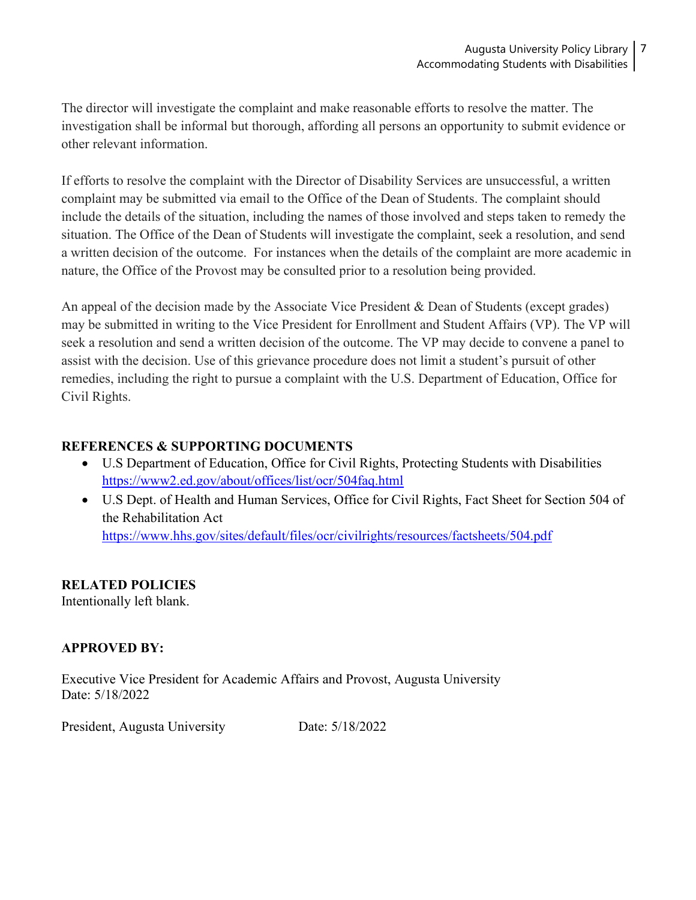The director will investigate the complaint and make reasonable efforts to resolve the matter. The investigation shall be informal but thorough, affording all persons an opportunity to submit evidence or other relevant information.

If efforts to resolve the complaint with the Director of Disability Services are unsuccessful, a written complaint may be submitted via email to the Office of the Dean of Students. The complaint should include the details of the situation, including the names of those involved and steps taken to remedy the situation. The Office of the Dean of Students will investigate the complaint, seek a resolution, and send a written decision of the outcome. For instances when the details of the complaint are more academic in nature, the Office of the Provost may be consulted prior to a resolution being provided.

An appeal of the decision made by the Associate Vice President & Dean of Students (except grades) may be submitted in writing to the Vice President for Enrollment and Student Affairs (VP). The VP will seek a resolution and send a written decision of the outcome. The VP may decide to convene a panel to assist with the decision. Use of this grievance procedure does not limit a student's pursuit of other remedies, including the right to pursue a complaint with the U.S. Department of Education, Office for Civil Rights.

## REFERENCES & SUPPORTING DOCUMENTS

- U.S Department of Education, Office for Civil Rights, Protecting Students with Disabilities https://www2.ed.gov/about/offices/list/ocr/504faq.html
- U.S Dept. of Health and Human Services, Office for Civil Rights, Fact Sheet for Section 504 of the Rehabilitation Act https://www.hhs.gov/sites/default/files/ocr/civilrights/resources/factsheets/504.pdf

## RELATED POLICIES

Intentionally left blank.

## APPROVED BY:

Executive Vice President for Academic Affairs and Provost, Augusta University
Date: 5/18/2022

President, Augusta University Date: 5/18/2022